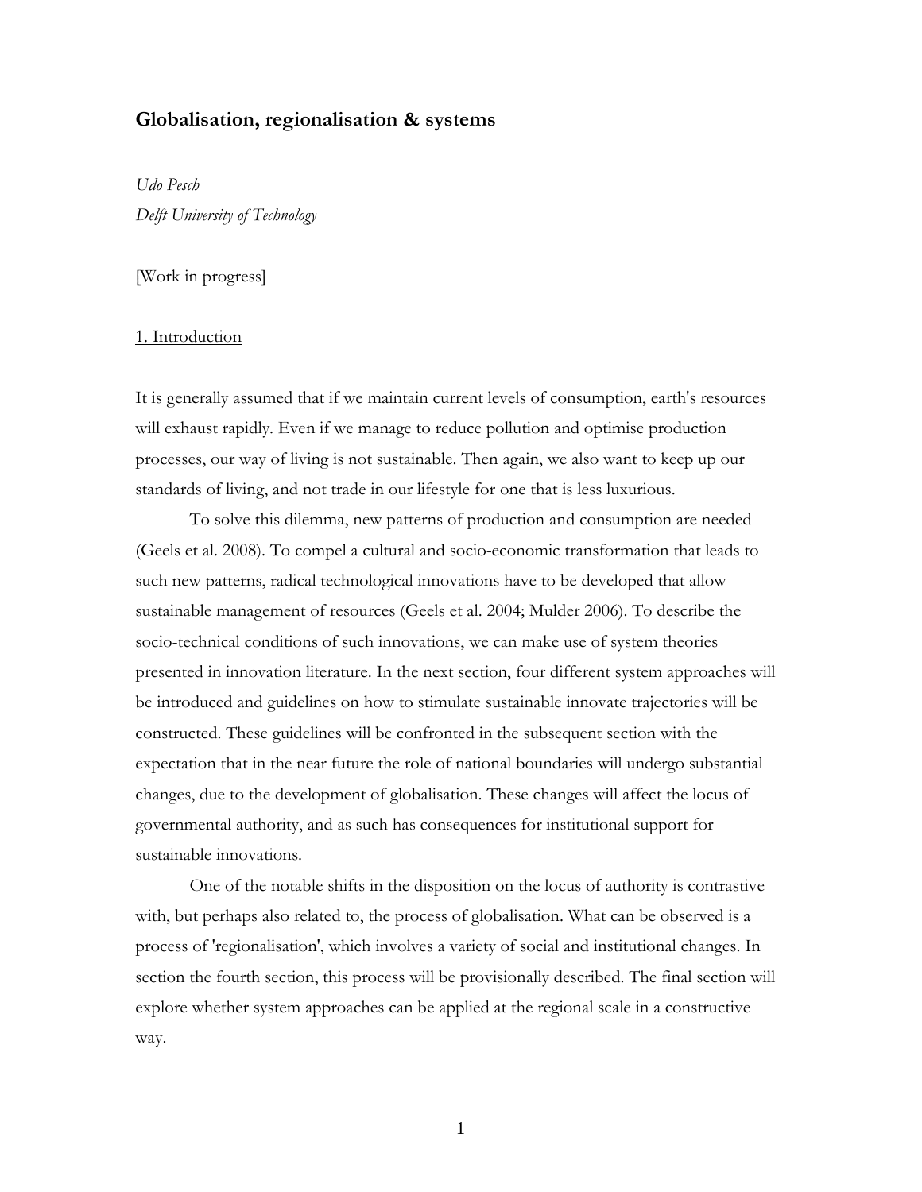# Globalisation, regionalisation & systems

*Udo Pesch*
*Delft University of Technology*

[Work in progress]

## 1. Introduction

It is generally assumed that if we maintain current levels of consumption, earth's resources will exhaust rapidly. Even if we manage to reduce pollution and optimise production processes, our way of living is not sustainable. Then again, we also want to keep up our standards of living, and not trade in our lifestyle for one that is less luxurious.

To solve this dilemma, new patterns of production and consumption are needed (Geels et al. 2008). To compel a cultural and socio-economic transformation that leads to such new patterns, radical technological innovations have to be developed that allow sustainable management of resources (Geels et al. 2004; Mulder 2006). To describe the socio-technical conditions of such innovations, we can make use of system theories presented in innovation literature. In the next section, four different system approaches will be introduced and guidelines on how to stimulate sustainable innovate trajectories will be constructed. These guidelines will be confronted in the subsequent section with the expectation that in the near future the role of national boundaries will undergo substantial changes, due to the development of globalisation. These changes will affect the locus of governmental authority, and as such has consequences for institutional support for sustainable innovations.

One of the notable shifts in the disposition on the locus of authority is contrastive with, but perhaps also related to, the process of globalisation. What can be observed is a process of 'regionalisation', which involves a variety of social and institutional changes. In section the fourth section, this process will be provisionally described. The final section will explore whether system approaches can be applied at the regional scale in a constructive way.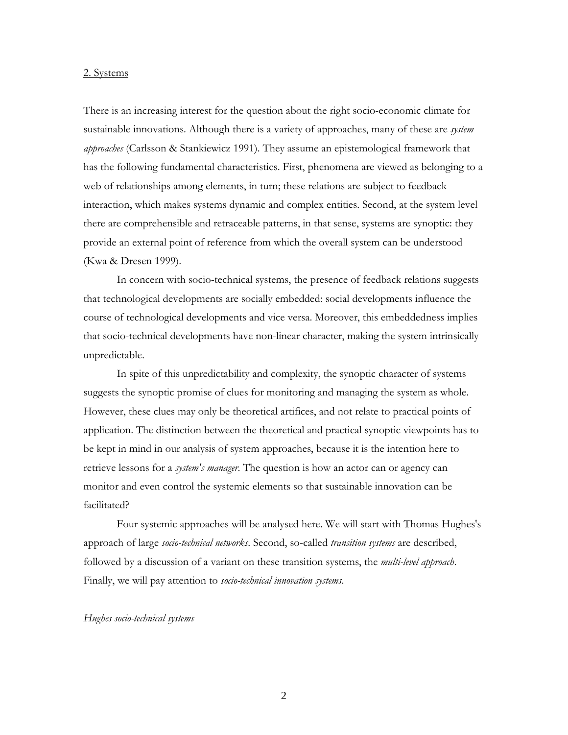## 2. Systems

There is an increasing interest for the question about the right socio-economic climate for sustainable innovations. Although there is a variety of approaches, many of these are *system approaches* (Carlsson & Stankiewicz 1991). They assume an epistemological framework that has the following fundamental characteristics. First, phenomena are viewed as belonging to a web of relationships among elements, in turn; these relations are subject to feedback interaction, which makes systems dynamic and complex entities. Second, at the system level there are comprehensible and retraceable patterns, in that sense, systems are synoptic: they provide an external point of reference from which the overall system can be understood (Kwa & Dresen 1999).

In concern with socio-technical systems, the presence of feedback relations suggests that technological developments are socially embedded: social developments influence the course of technological developments and vice versa. Moreover, this embeddedness implies that socio-technical developments have non-linear character, making the system intrinsically unpredictable.

In spite of this unpredictability and complexity, the synoptic character of systems suggests the synoptic promise of clues for monitoring and managing the system as whole. However, these clues may only be theoretical artifices, and not relate to practical points of application. The distinction between the theoretical and practical synoptic viewpoints has to be kept in mind in our analysis of system approaches, because it is the intention here to retrieve lessons for a *system's manager*. The question is how an actor can or agency can monitor and even control the systemic elements so that sustainable innovation can be facilitated?

Four systemic approaches will be analysed here. We will start with Thomas Hughes's approach of large *socio-technical networks*. Second, so-called *transition systems* are described, followed by a discussion of a variant on these transition systems, the *multi-level approach*. Finally, we will pay attention to *socio-technical innovation systems*.

*Hughes socio-technical systems*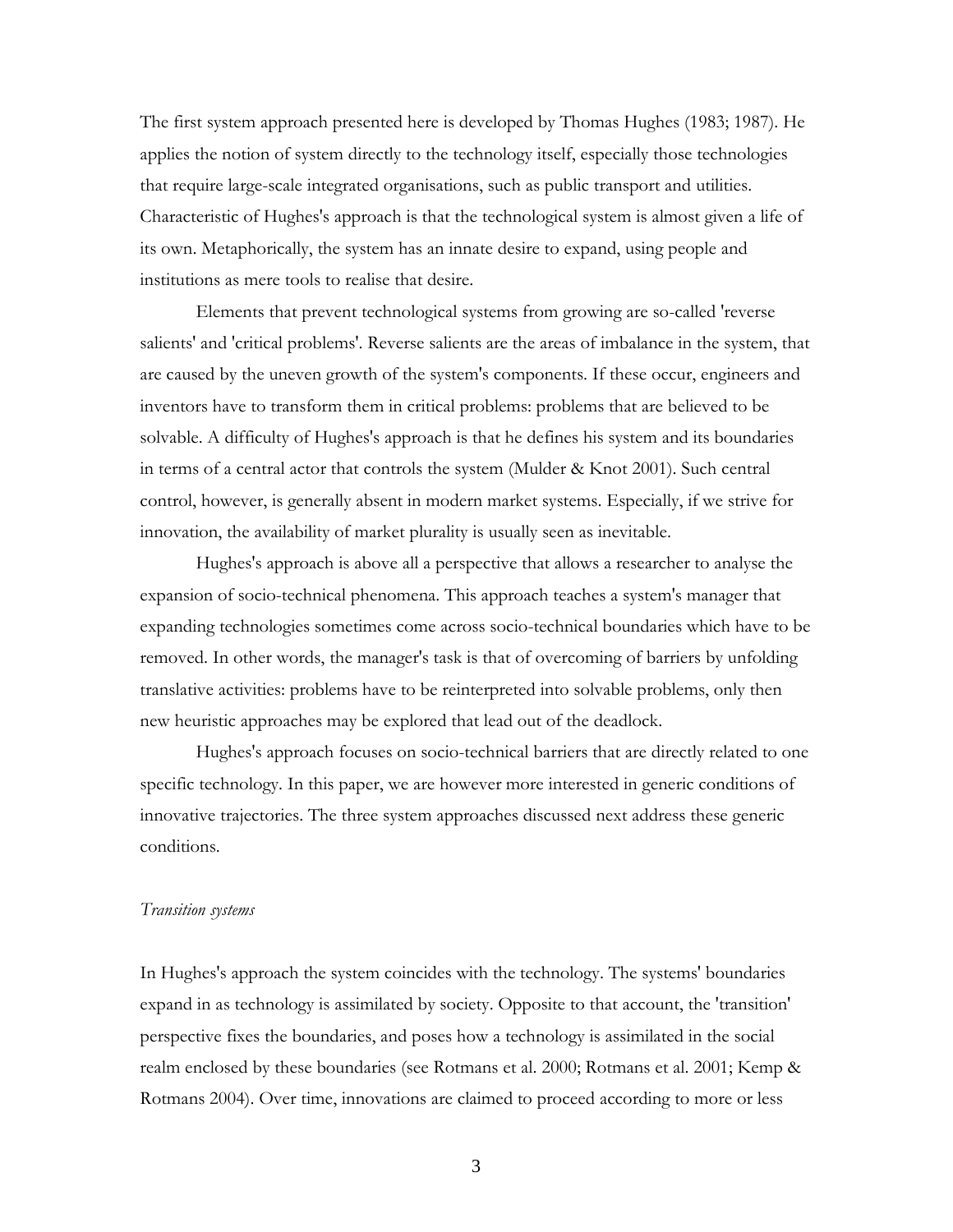The first system approach presented here is developed by Thomas Hughes (1983; 1987). He applies the notion of system directly to the technology itself, especially those technologies that require large-scale integrated organisations, such as public transport and utilities. Characteristic of Hughes's approach is that the technological system is almost given a life of its own. Metaphorically, the system has an innate desire to expand, using people and institutions as mere tools to realise that desire.

Elements that prevent technological systems from growing are so-called 'reverse salients' and 'critical problems'. Reverse salients are the areas of imbalance in the system, that are caused by the uneven growth of the system's components. If these occur, engineers and inventors have to transform them in critical problems: problems that are believed to be solvable. A difficulty of Hughes's approach is that he defines his system and its boundaries in terms of a central actor that controls the system (Mulder & Knot 2001). Such central control, however, is generally absent in modern market systems. Especially, if we strive for innovation, the availability of market plurality is usually seen as inevitable.

Hughes's approach is above all a perspective that allows a researcher to analyse the expansion of socio-technical phenomena. This approach teaches a system's manager that expanding technologies sometimes come across socio-technical boundaries which have to be removed. In other words, the manager's task is that of overcoming of barriers by unfolding translative activities: problems have to be reinterpreted into solvable problems, only then new heuristic approaches may be explored that lead out of the deadlock.

Hughes's approach focuses on socio-technical barriers that are directly related to one specific technology. In this paper, we are however more interested in generic conditions of innovative trajectories. The three system approaches discussed next address these generic conditions.

*Transition systems*

In Hughes's approach the system coincides with the technology. The systems' boundaries expand in as technology is assimilated by society. Opposite to that account, the 'transition' perspective fixes the boundaries, and poses how a technology is assimilated in the social realm enclosed by these boundaries (see Rotmans et al. 2000; Rotmans et al. 2001; Kemp & Rotmans 2004). Over time, innovations are claimed to proceed according to more or less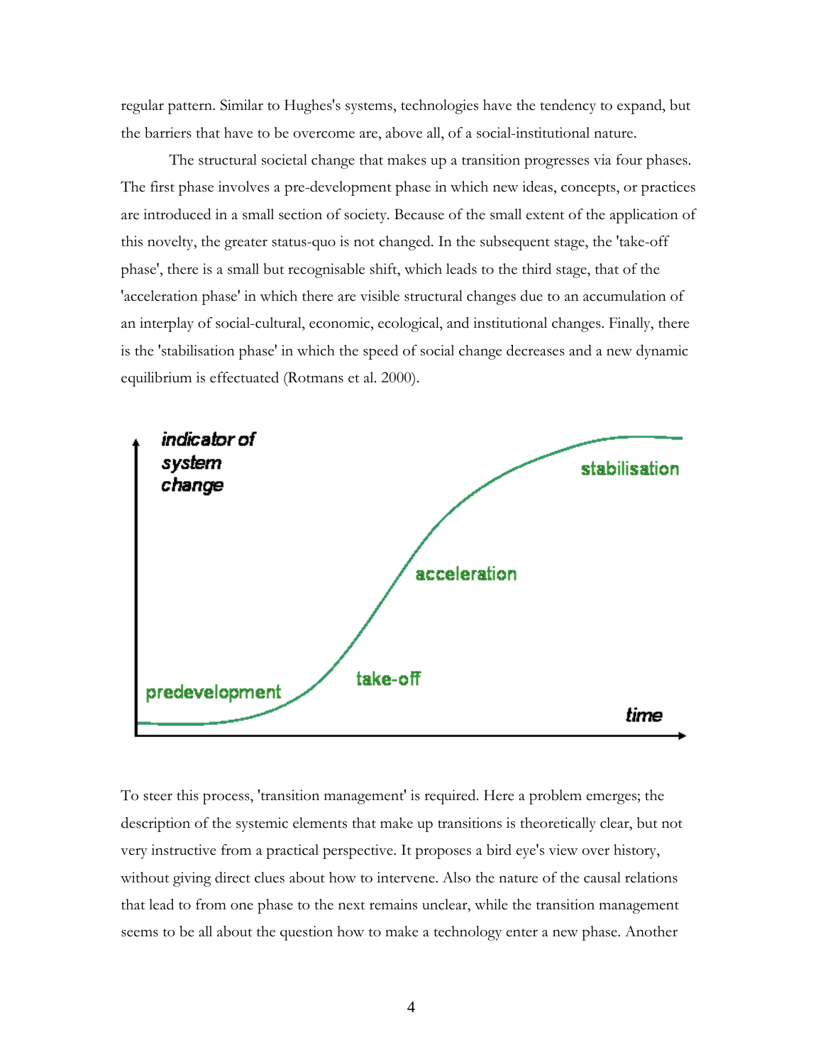regular pattern. Similar to Hughes's systems, technologies have the tendency to expand, but the barriers that have to be overcome are, above all, of a social-institutional nature.

The structural societal change that makes up a transition progresses via four phases. The first phase involves a pre-development phase in which new ideas, concepts, or practices are introduced in a small section of society. Because of the small extent of the application of this novelty, the greater status-quo is not changed. In the subsequent stage, the 'take-off phase', there is a small but recognisable shift, which leads to the third stage, that of the 'acceleration phase' in which there are visible structural changes due to an accumulation of an interplay of social-cultural, economic, ecological, and institutional changes. Finally, there is the 'stabilisation phase' in which the speed of social change decreases and a new dynamic equilibrium is effectuated (Rotmans et al. 2000).

To steer this process, 'transition management' is required. Here a problem emerges; the description of the systemic elements that make up transitions is theoretically clear, but not very instructive from a practical perspective. It proposes a bird eye's view over history, without giving direct clues about how to intervene. Also the nature of the causal relations that lead to from one phase to the next remains unclear, while the transition management seems to be all about the question how to make a technology enter a new phase. Another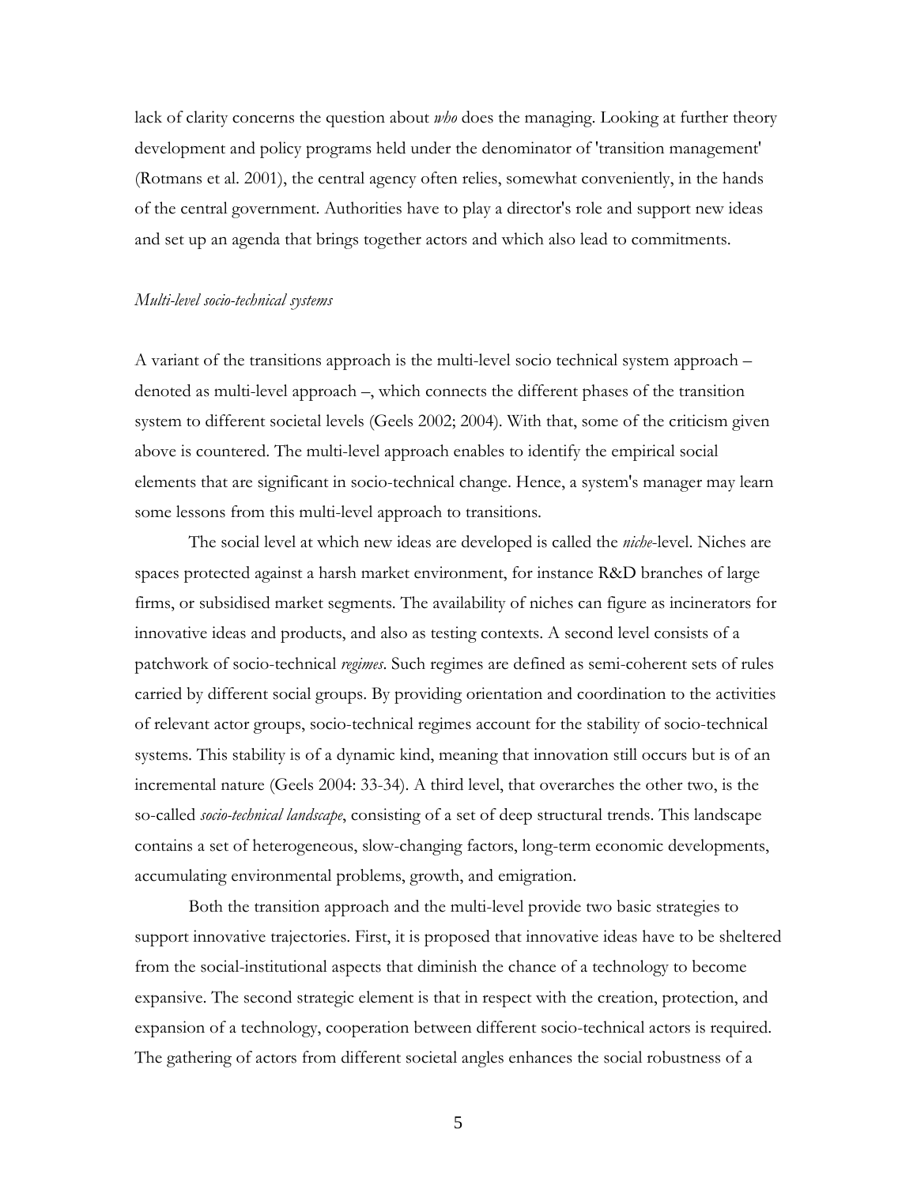lack of clarity concerns the question about *who* does the managing. Looking at further theory development and policy programs held under the denominator of 'transition management' (Rotmans et al. 2001), the central agency often relies, somewhat conveniently, in the hands of the central government. Authorities have to play a director's role and support new ideas and set up an agenda that brings together actors and which also lead to commitments.

*Multi-level socio-technical systems*

A variant of the transitions approach is the multi-level socio technical system approach – denoted as multi-level approach –, which connects the different phases of the transition system to different societal levels (Geels 2002; 2004). With that, some of the criticism given above is countered. The multi-level approach enables to identify the empirical social elements that are significant in socio-technical change. Hence, a system's manager may learn some lessons from this multi-level approach to transitions.

The social level at which new ideas are developed is called the *niche*-level. Niches are spaces protected against a harsh market environment, for instance R&D branches of large firms, or subsidised market segments. The availability of niches can figure as incinerators for innovative ideas and products, and also as testing contexts. A second level consists of a patchwork of socio-technical *regimes*. Such regimes are defined as semi-coherent sets of rules carried by different social groups. By providing orientation and coordination to the activities of relevant actor groups, socio-technical regimes account for the stability of socio-technical systems. This stability is of a dynamic kind, meaning that innovation still occurs but is of an incremental nature (Geels 2004: 33-34). A third level, that overarches the other two, is the so-called *socio-technical landscape*, consisting of a set of deep structural trends. This landscape contains a set of heterogeneous, slow-changing factors, long-term economic developments, accumulating environmental problems, growth, and emigration.

Both the transition approach and the multi-level provide two basic strategies to support innovative trajectories. First, it is proposed that innovative ideas have to be sheltered from the social-institutional aspects that diminish the chance of a technology to become expansive. The second strategic element is that in respect with the creation, protection, and expansion of a technology, cooperation between different socio-technical actors is required. The gathering of actors from different societal angles enhances the social robustness of a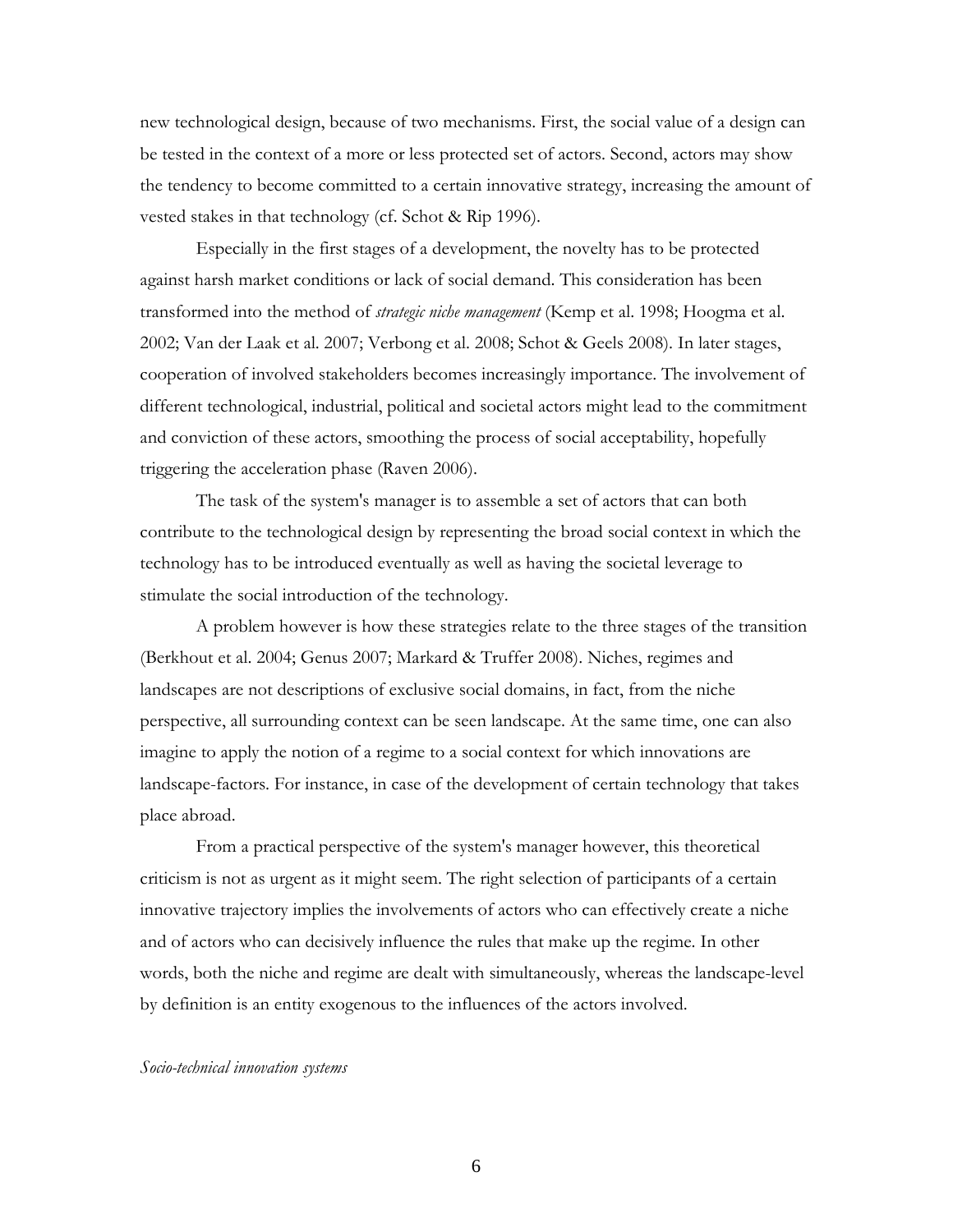new technological design, because of two mechanisms. First, the social value of a design can be tested in the context of a more or less protected set of actors. Second, actors may show the tendency to become committed to a certain innovative strategy, increasing the amount of vested stakes in that technology (cf. Schot & Rip 1996).

Especially in the first stages of a development, the novelty has to be protected against harsh market conditions or lack of social demand. This consideration has been transformed into the method of *strategic niche management* (Kemp et al. 1998; Hoogma et al. 2002; Van der Laak et al. 2007; Verbong et al. 2008; Schot & Geels 2008). In later stages, cooperation of involved stakeholders becomes increasingly importance. The involvement of different technological, industrial, political and societal actors might lead to the commitment and conviction of these actors, smoothing the process of social acceptability, hopefully triggering the acceleration phase (Raven 2006).

The task of the system's manager is to assemble a set of actors that can both contribute to the technological design by representing the broad social context in which the technology has to be introduced eventually as well as having the societal leverage to stimulate the social introduction of the technology.

A problem however is how these strategies relate to the three stages of the transition (Berkhout et al. 2004; Genus 2007; Markard & Truffer 2008). Niches, regimes and landscapes are not descriptions of exclusive social domains, in fact, from the niche perspective, all surrounding context can be seen landscape. At the same time, one can also imagine to apply the notion of a regime to a social context for which innovations are landscape-factors. For instance, in case of the development of certain technology that takes place abroad.

From a practical perspective of the system's manager however, this theoretical criticism is not as urgent as it might seem. The right selection of participants of a certain innovative trajectory implies the involvements of actors who can effectively create a niche and of actors who can decisively influence the rules that make up the regime. In other words, both the niche and regime are dealt with simultaneously, whereas the landscape-level by definition is an entity exogenous to the influences of the actors involved.

*Socio-technical innovation systems*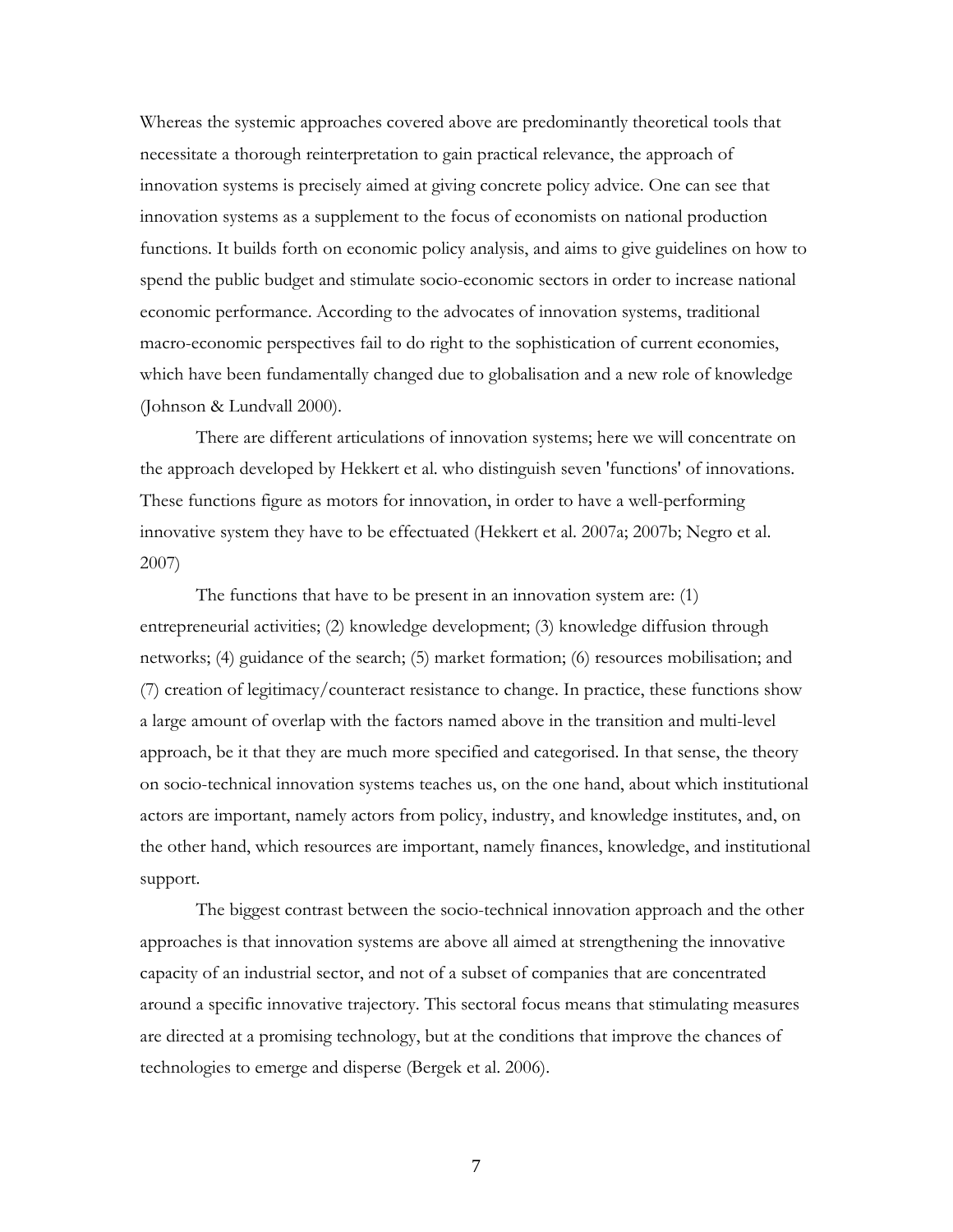Whereas the systemic approaches covered above are predominantly theoretical tools that necessitate a thorough reinterpretation to gain practical relevance, the approach of innovation systems is precisely aimed at giving concrete policy advice. One can see that innovation systems as a supplement to the focus of economists on national production functions. It builds forth on economic policy analysis, and aims to give guidelines on how to spend the public budget and stimulate socio-economic sectors in order to increase national economic performance. According to the advocates of innovation systems, traditional macro-economic perspectives fail to do right to the sophistication of current economies, which have been fundamentally changed due to globalisation and a new role of knowledge (Johnson & Lundvall 2000).

There are different articulations of innovation systems; here we will concentrate on the approach developed by Hekkert et al. who distinguish seven 'functions' of innovations. These functions figure as motors for innovation, in order to have a well-performing innovative system they have to be effectuated (Hekkert et al. 2007a; 2007b; Negro et al. 2007)

The functions that have to be present in an innovation system are: (1) entrepreneurial activities; (2) knowledge development; (3) knowledge diffusion through networks; (4) guidance of the search; (5) market formation; (6) resources mobilisation; and (7) creation of legitimacy/counteract resistance to change. In practice, these functions show a large amount of overlap with the factors named above in the transition and multi-level approach, be it that they are much more specified and categorised. In that sense, the theory on socio-technical innovation systems teaches us, on the one hand, about which institutional actors are important, namely actors from policy, industry, and knowledge institutes, and, on the other hand, which resources are important, namely finances, knowledge, and institutional support.

The biggest contrast between the socio-technical innovation approach and the other approaches is that innovation systems are above all aimed at strengthening the innovative capacity of an industrial sector, and not of a subset of companies that are concentrated around a specific innovative trajectory. This sectoral focus means that stimulating measures are directed at a promising technology, but at the conditions that improve the chances of technologies to emerge and disperse (Bergek et al. 2006).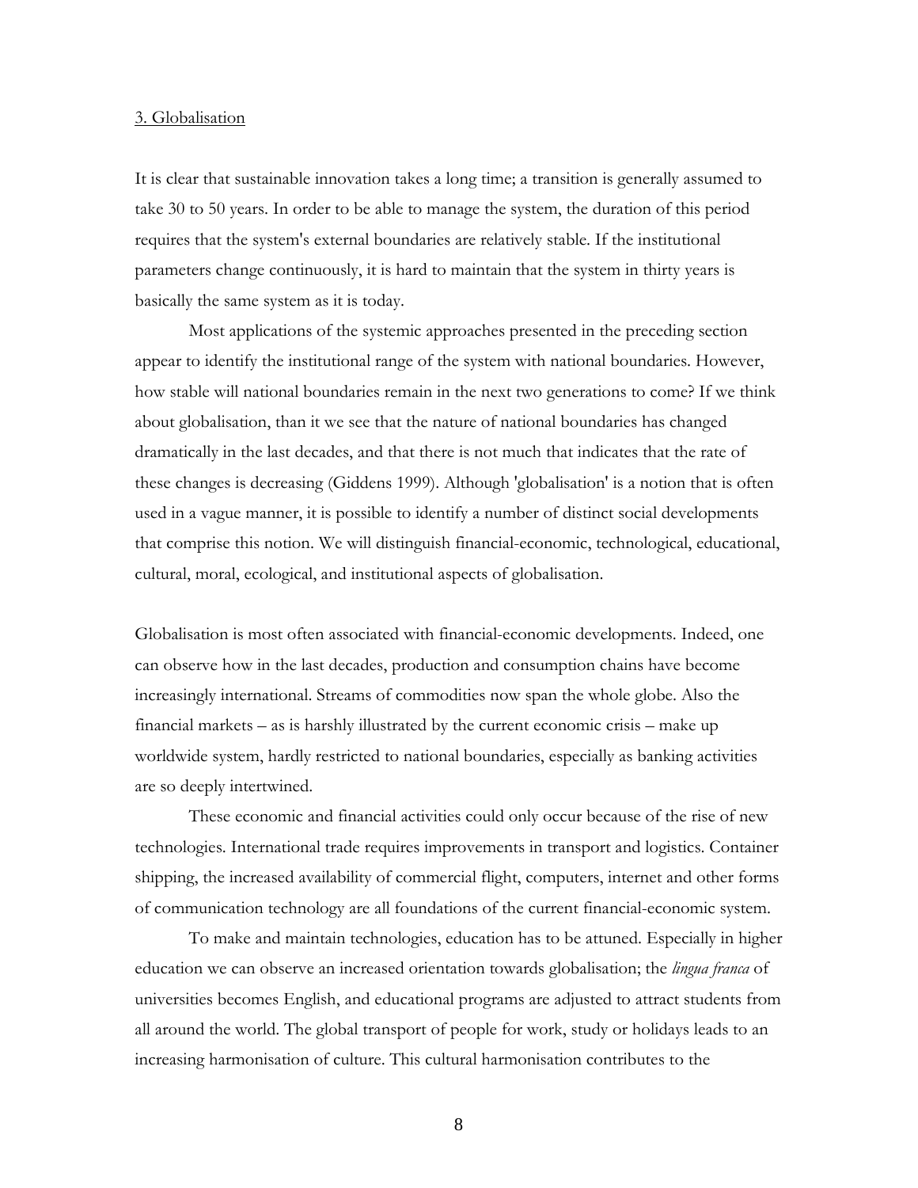## 3. Globalisation

It is clear that sustainable innovation takes a long time; a transition is generally assumed to take 30 to 50 years. In order to be able to manage the system, the duration of this period requires that the system's external boundaries are relatively stable. If the institutional parameters change continuously, it is hard to maintain that the system in thirty years is basically the same system as it is today.

Most applications of the systemic approaches presented in the preceding section appear to identify the institutional range of the system with national boundaries. However, how stable will national boundaries remain in the next two generations to come? If we think about globalisation, than it we see that the nature of national boundaries has changed dramatically in the last decades, and that there is not much that indicates that the rate of these changes is decreasing (Giddens 1999). Although 'globalisation' is a notion that is often used in a vague manner, it is possible to identify a number of distinct social developments that comprise this notion. We will distinguish financial-economic, technological, educational, cultural, moral, ecological, and institutional aspects of globalisation.

Globalisation is most often associated with financial-economic developments. Indeed, one can observe how in the last decades, production and consumption chains have become increasingly international. Streams of commodities now span the whole globe. Also the financial markets – as is harshly illustrated by the current economic crisis – make up worldwide system, hardly restricted to national boundaries, especially as banking activities are so deeply intertwined.

These economic and financial activities could only occur because of the rise of new technologies. International trade requires improvements in transport and logistics. Container shipping, the increased availability of commercial flight, computers, internet and other forms of communication technology are all foundations of the current financial-economic system.

To make and maintain technologies, education has to be attuned. Especially in higher education we can observe an increased orientation towards globalisation; the *lingua franca* of universities becomes English, and educational programs are adjusted to attract students from all around the world. The global transport of people for work, study or holidays leads to an increasing harmonisation of culture. This cultural harmonisation contributes to the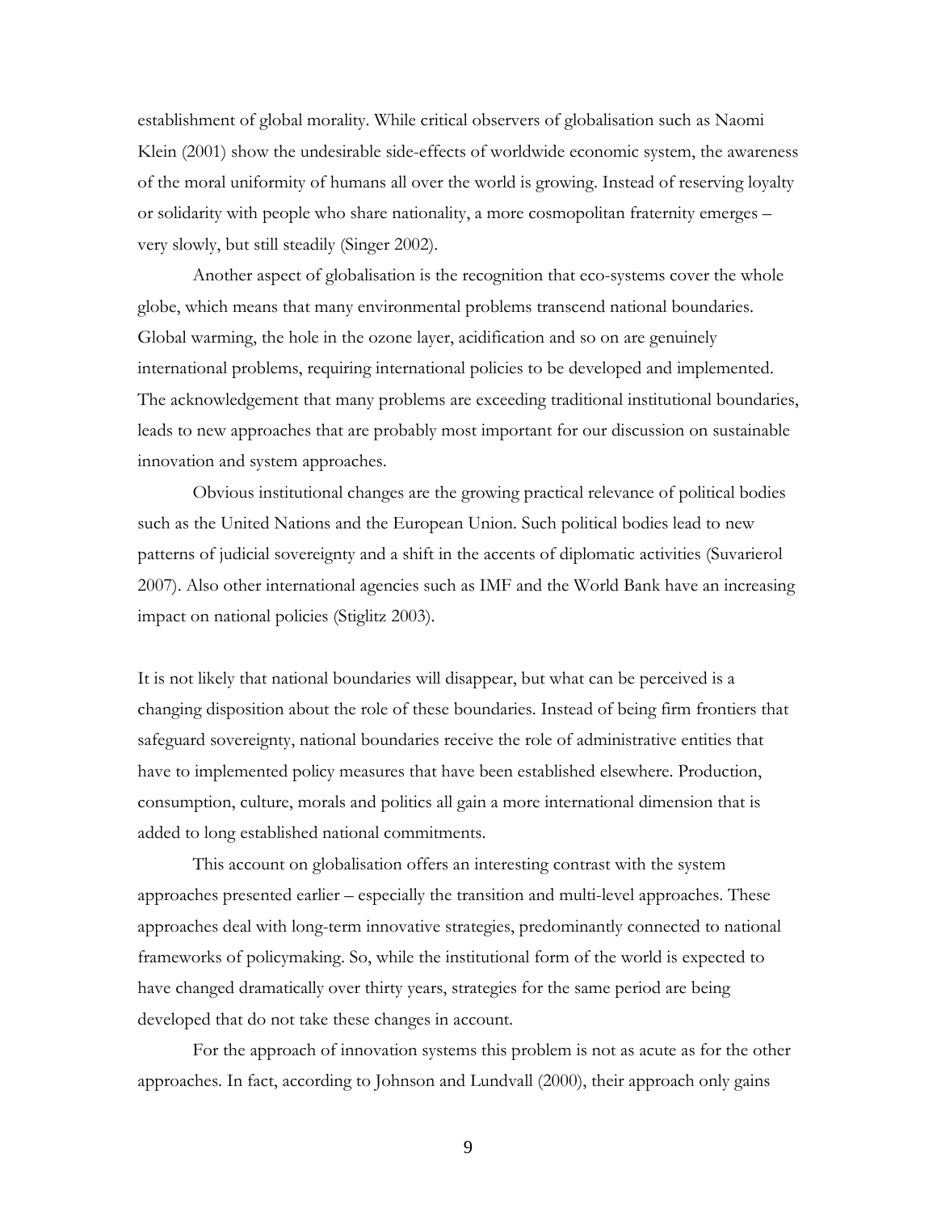establishment of global morality. While critical observers of globalisation such as Naomi Klein (2001) show the undesirable side-effects of worldwide economic system, the awareness of the moral uniformity of humans all over the world is growing. Instead of reserving loyalty or solidarity with people who share nationality, a more cosmopolitan fraternity emerges – very slowly, but still steadily (Singer 2002).

Another aspect of globalisation is the recognition that eco-systems cover the whole globe, which means that many environmental problems transcend national boundaries. Global warming, the hole in the ozone layer, acidification and so on are genuinely international problems, requiring international policies to be developed and implemented. The acknowledgement that many problems are exceeding traditional institutional boundaries, leads to new approaches that are probably most important for our discussion on sustainable innovation and system approaches.

Obvious institutional changes are the growing practical relevance of political bodies such as the United Nations and the European Union. Such political bodies lead to new patterns of judicial sovereignty and a shift in the accents of diplomatic activities (Suvarierol 2007). Also other international agencies such as IMF and the World Bank have an increasing impact on national policies (Stiglitz 2003).

It is not likely that national boundaries will disappear, but what can be perceived is a changing disposition about the role of these boundaries. Instead of being firm frontiers that safeguard sovereignty, national boundaries receive the role of administrative entities that have to implemented policy measures that have been established elsewhere. Production, consumption, culture, morals and politics all gain a more international dimension that is added to long established national commitments.

This account on globalisation offers an interesting contrast with the system approaches presented earlier – especially the transition and multi-level approaches. These approaches deal with long-term innovative strategies, predominantly connected to national frameworks of policymaking. So, while the institutional form of the world is expected to have changed dramatically over thirty years, strategies for the same period are being developed that do not take these changes in account.

For the approach of innovation systems this problem is not as acute as for the other approaches. In fact, according to Johnson and Lundvall (2000), their approach only gains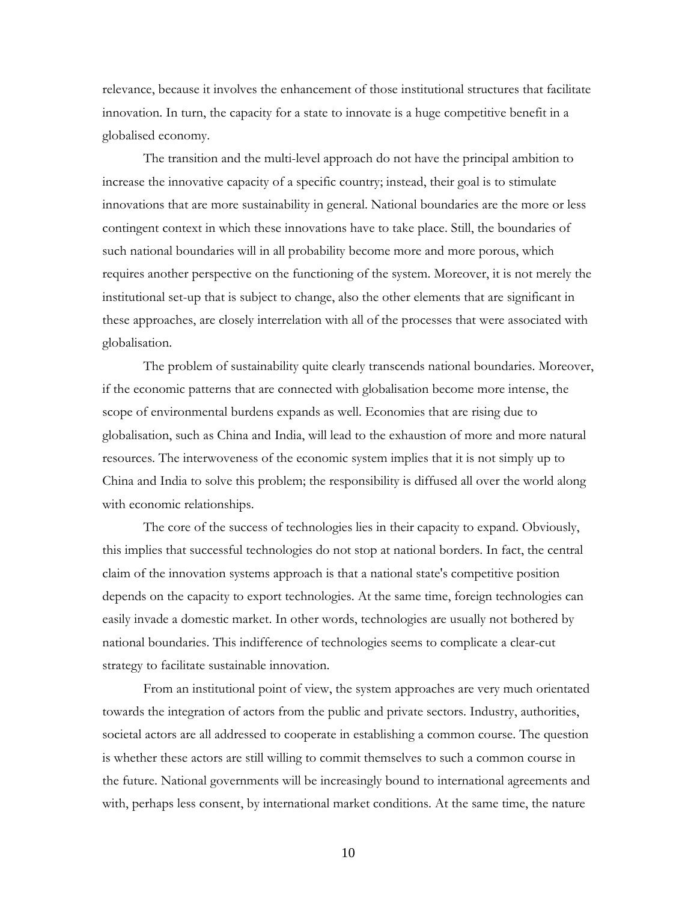relevance, because it involves the enhancement of those institutional structures that facilitate innovation. In turn, the capacity for a state to innovate is a huge competitive benefit in a globalised economy.

The transition and the multi-level approach do not have the principal ambition to increase the innovative capacity of a specific country; instead, their goal is to stimulate innovations that are more sustainability in general. National boundaries are the more or less contingent context in which these innovations have to take place. Still, the boundaries of such national boundaries will in all probability become more and more porous, which requires another perspective on the functioning of the system. Moreover, it is not merely the institutional set-up that is subject to change, also the other elements that are significant in these approaches, are closely interrelation with all of the processes that were associated with globalisation.

The problem of sustainability quite clearly transcends national boundaries. Moreover, if the economic patterns that are connected with globalisation become more intense, the scope of environmental burdens expands as well. Economies that are rising due to globalisation, such as China and India, will lead to the exhaustion of more and more natural resources. The interwoveness of the economic system implies that it is not simply up to China and India to solve this problem; the responsibility is diffused all over the world along with economic relationships.

The core of the success of technologies lies in their capacity to expand. Obviously, this implies that successful technologies do not stop at national borders. In fact, the central claim of the innovation systems approach is that a national state's competitive position depends on the capacity to export technologies. At the same time, foreign technologies can easily invade a domestic market. In other words, technologies are usually not bothered by national boundaries. This indifference of technologies seems to complicate a clear-cut strategy to facilitate sustainable innovation.

From an institutional point of view, the system approaches are very much orientated towards the integration of actors from the public and private sectors. Industry, authorities, societal actors are all addressed to cooperate in establishing a common course. The question is whether these actors are still willing to commit themselves to such a common course in the future. National governments will be increasingly bound to international agreements and with, perhaps less consent, by international market conditions. At the same time, the nature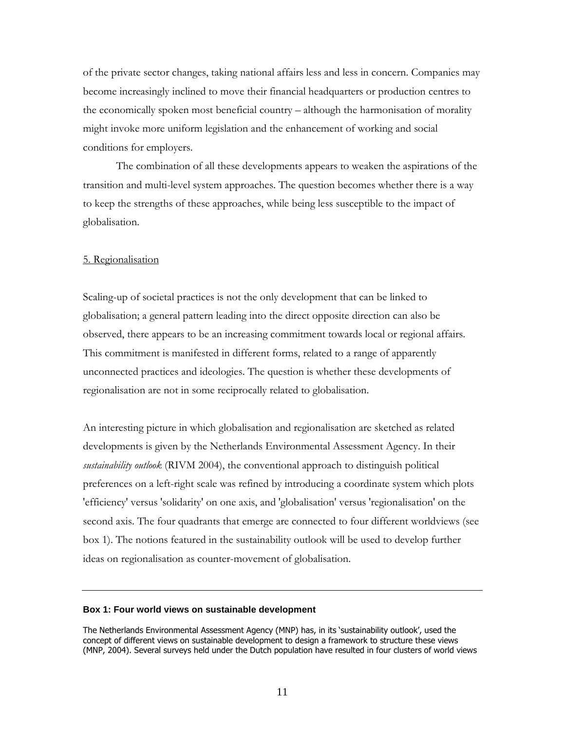of the private sector changes, taking national affairs less and less in concern. Companies may become increasingly inclined to move their financial headquarters or production centres to the economically spoken most beneficial country – although the harmonisation of morality might invoke more uniform legislation and the enhancement of working and social conditions for employers.

The combination of all these developments appears to weaken the aspirations of the transition and multi-level system approaches. The question becomes whether there is a way to keep the strengths of these approaches, while being less susceptible to the impact of globalisation.

## 5. Regionalisation

Scaling-up of societal practices is not the only development that can be linked to globalisation; a general pattern leading into the direct opposite direction can also be observed, there appears to be an increasing commitment towards local or regional affairs. This commitment is manifested in different forms, related to a range of apparently unconnected practices and ideologies. The question is whether these developments of regionalisation are not in some reciprocally related to globalisation.

An interesting picture in which globalisation and regionalisation are sketched as related developments is given by the Netherlands Environmental Assessment Agency. In their *sustainability outlook* (RIVM 2004), the conventional approach to distinguish political preferences on a left-right scale was refined by introducing a coordinate system which plots 'efficiency' versus 'solidarity' on one axis, and 'globalisation' versus 'regionalisation' on the second axis. The four quadrants that emerge are connected to four different worldviews (see box 1). The notions featured in the sustainability outlook will be used to develop further ideas on regionalisation as counter-movement of globalisation.

---

**Box 1: Four world views on sustainable development**

The Netherlands Environmental Assessment Agency (MNP) has, in its 'sustainability outlook', used the concept of different views on sustainable development to design a framework to structure these views (MNP, 2004). Several surveys held under the Dutch population have resulted in four clusters of world views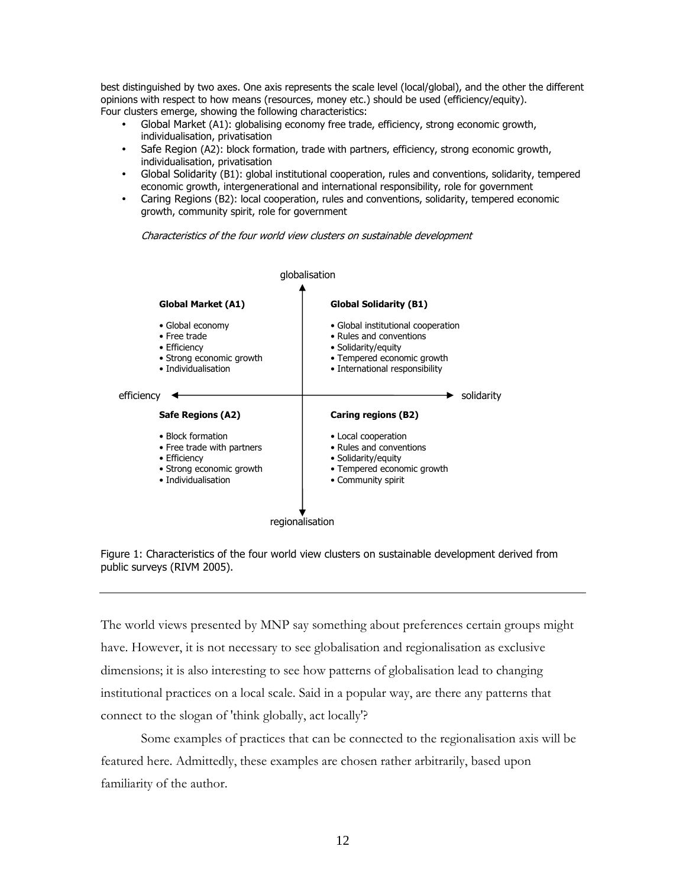best distinguished by two axes. One axis represents the scale level (local/global), and the other the different opinions with respect to how means (resources, money etc.) should be used (efficiency/equity). Four clusters emerge, showing the following characteristics:

- Global Market (A1): globalising economy free trade, efficiency, strong economic growth, individualisation, privatisation
- Safe Region (A2): block formation, trade with partners, efficiency, strong economic growth, individualisation, privatisation
- Global Solidarity (B1): global institutional cooperation, rules and conventions, solidarity, tempered economic growth, intergenerational and international responsibility, role for government
- Caring Regions (B2): local cooperation, rules and conventions, solidarity, tempered economic growth, community spirit, role for government

*Characteristics of the four world view clusters on sustainable development*

globalisation

| | **Global Market (A1)** | **Global Solidarity (B1)** | |
|---|---|---|---|
| | • Global economy<br>• Free trade<br>• Efficiency<br>• Strong economic growth<br>• Individualisation | • Global institutional cooperation<br>• Rules and conventions<br>• Solidarity/equity<br>• Tempered economic growth<br>• International responsibility | |
| efficiency | | | solidarity |
| | **Safe Regions (A2)** | **Caring regions (B2)** | |
| | • Block formation<br>• Free trade with partners<br>• Efficiency<br>• Strong economic growth<br>• Individualisation | • Local cooperation<br>• Rules and conventions<br>• Solidarity/equity<br>• Tempered economic growth<br>• Community spirit | |

regionalisation

Figure 1: Characteristics of the four world view clusters on sustainable development derived from public surveys (RIVM 2005).

---

The world views presented by MNP say something about preferences certain groups might have. However, it is not necessary to see globalisation and regionalisation as exclusive dimensions; it is also interesting to see how patterns of globalisation lead to changing institutional practices on a local scale. Said in a popular way, are there any patterns that connect to the slogan of 'think globally, act locally'?

Some examples of practices that can be connected to the regionalisation axis will be featured here. Admittedly, these examples are chosen rather arbitrarily, based upon familiarity of the author.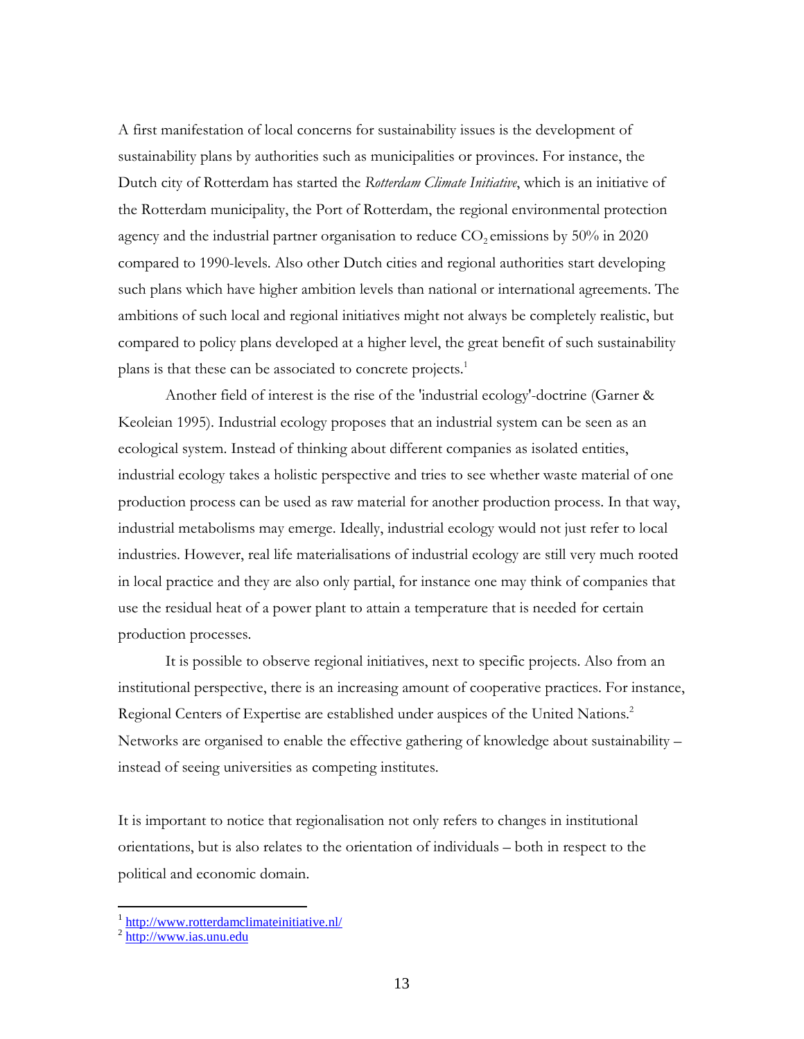A first manifestation of local concerns for sustainability issues is the development of sustainability plans by authorities such as municipalities or provinces. For instance, the Dutch city of Rotterdam has started the *Rotterdam Climate Initiative*, which is an initiative of the Rotterdam municipality, the Port of Rotterdam, the regional environmental protection agency and the industrial partner organisation to reduce $CO_2$ emissions by 50% in 2020 compared to 1990-levels. Also other Dutch cities and regional authorities start developing such plans which have higher ambition levels than national or international agreements. The ambitions of such local and regional initiatives might not always be completely realistic, but compared to policy plans developed at a higher level, the great benefit of such sustainability plans is that these can be associated to concrete projects.[1]

Another field of interest is the rise of the 'industrial ecology'-doctrine (Garner & Keoleian 1995). Industrial ecology proposes that an industrial system can be seen as an ecological system. Instead of thinking about different companies as isolated entities, industrial ecology takes a holistic perspective and tries to see whether waste material of one production process can be used as raw material for another production process. In that way, industrial metabolisms may emerge. Ideally, industrial ecology would not just refer to local industries. However, real life materialisations of industrial ecology are still very much rooted in local practice and they are also only partial, for instance one may think of companies that use the residual heat of a power plant to attain a temperature that is needed for certain production processes.

It is possible to observe regional initiatives, next to specific projects. Also from an institutional perspective, there is an increasing amount of cooperative practices. For instance, Regional Centers of Expertise are established under auspices of the United Nations.[2] Networks are organised to enable the effective gathering of knowledge about sustainability – instead of seeing universities as competing institutes.

It is important to notice that regionalisation not only refers to changes in institutional orientations, but is also relates to the orientation of individuals – both in respect to the political and economic domain.

---

[1] http://www.rotterdamclimateinitiative.nl/

[2] http://www.ias.unu.edu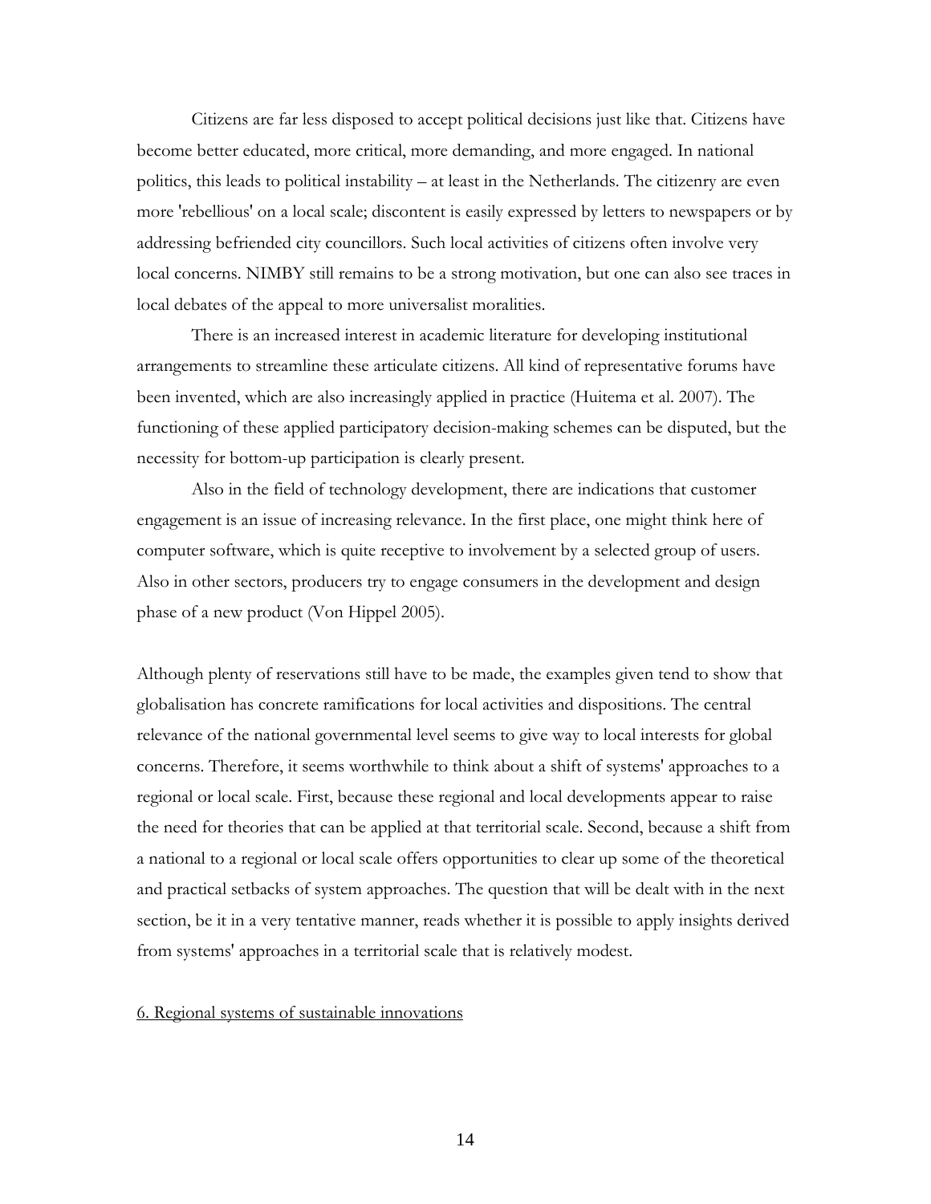Citizens are far less disposed to accept political decisions just like that. Citizens have become better educated, more critical, more demanding, and more engaged. In national politics, this leads to political instability – at least in the Netherlands. The citizenry are even more 'rebellious' on a local scale; discontent is easily expressed by letters to newspapers or by addressing befriended city councillors. Such local activities of citizens often involve very local concerns. NIMBY still remains to be a strong motivation, but one can also see traces in local debates of the appeal to more universalist moralities.

There is an increased interest in academic literature for developing institutional arrangements to streamline these articulate citizens. All kind of representative forums have been invented, which are also increasingly applied in practice (Huitema et al. 2007). The functioning of these applied participatory decision-making schemes can be disputed, but the necessity for bottom-up participation is clearly present.

Also in the field of technology development, there are indications that customer engagement is an issue of increasing relevance. In the first place, one might think here of computer software, which is quite receptive to involvement by a selected group of users. Also in other sectors, producers try to engage consumers in the development and design phase of a new product (Von Hippel 2005).

Although plenty of reservations still have to be made, the examples given tend to show that globalisation has concrete ramifications for local activities and dispositions. The central relevance of the national governmental level seems to give way to local interests for global concerns. Therefore, it seems worthwhile to think about a shift of systems' approaches to a regional or local scale. First, because these regional and local developments appear to raise the need for theories that can be applied at that territorial scale. Second, because a shift from a national to a regional or local scale offers opportunities to clear up some of the theoretical and practical setbacks of system approaches. The question that will be dealt with in the next section, be it in a very tentative manner, reads whether it is possible to apply insights derived from systems' approaches in a territorial scale that is relatively modest.

## 6. Regional systems of sustainable innovations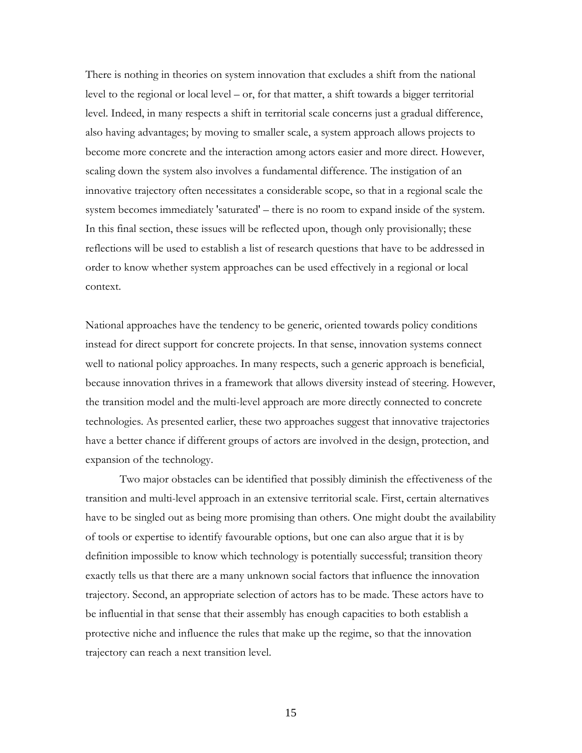There is nothing in theories on system innovation that excludes a shift from the national level to the regional or local level – or, for that matter, a shift towards a bigger territorial level. Indeed, in many respects a shift in territorial scale concerns just a gradual difference, also having advantages; by moving to smaller scale, a system approach allows projects to become more concrete and the interaction among actors easier and more direct. However, scaling down the system also involves a fundamental difference. The instigation of an innovative trajectory often necessitates a considerable scope, so that in a regional scale the system becomes immediately 'saturated' – there is no room to expand inside of the system. In this final section, these issues will be reflected upon, though only provisionally; these reflections will be used to establish a list of research questions that have to be addressed in order to know whether system approaches can be used effectively in a regional or local context.

National approaches have the tendency to be generic, oriented towards policy conditions instead for direct support for concrete projects. In that sense, innovation systems connect well to national policy approaches. In many respects, such a generic approach is beneficial, because innovation thrives in a framework that allows diversity instead of steering. However, the transition model and the multi-level approach are more directly connected to concrete technologies. As presented earlier, these two approaches suggest that innovative trajectories have a better chance if different groups of actors are involved in the design, protection, and expansion of the technology.

Two major obstacles can be identified that possibly diminish the effectiveness of the transition and multi-level approach in an extensive territorial scale. First, certain alternatives have to be singled out as being more promising than others. One might doubt the availability of tools or expertise to identify favourable options, but one can also argue that it is by definition impossible to know which technology is potentially successful; transition theory exactly tells us that there are a many unknown social factors that influence the innovation trajectory. Second, an appropriate selection of actors has to be made. These actors have to be influential in that sense that their assembly has enough capacities to both establish a protective niche and influence the rules that make up the regime, so that the innovation trajectory can reach a next transition level.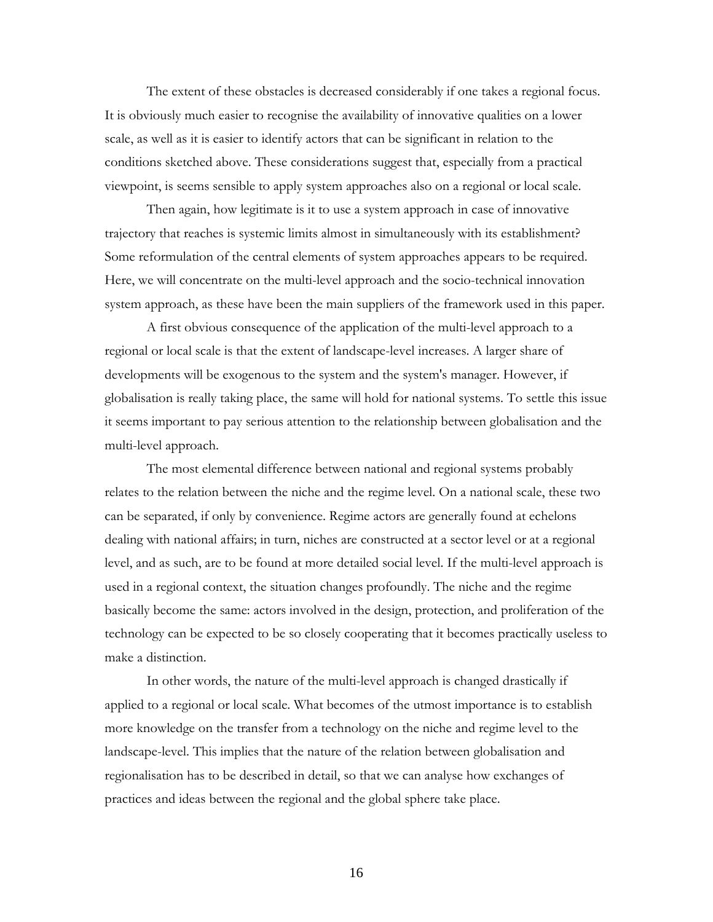The extent of these obstacles is decreased considerably if one takes a regional focus. It is obviously much easier to recognise the availability of innovative qualities on a lower scale, as well as it is easier to identify actors that can be significant in relation to the conditions sketched above. These considerations suggest that, especially from a practical viewpoint, is seems sensible to apply system approaches also on a regional or local scale.

Then again, how legitimate is it to use a system approach in case of innovative trajectory that reaches is systemic limits almost in simultaneously with its establishment? Some reformulation of the central elements of system approaches appears to be required. Here, we will concentrate on the multi-level approach and the socio-technical innovation system approach, as these have been the main suppliers of the framework used in this paper.

A first obvious consequence of the application of the multi-level approach to a regional or local scale is that the extent of landscape-level increases. A larger share of developments will be exogenous to the system and the system's manager. However, if globalisation is really taking place, the same will hold for national systems. To settle this issue it seems important to pay serious attention to the relationship between globalisation and the multi-level approach.

The most elemental difference between national and regional systems probably relates to the relation between the niche and the regime level. On a national scale, these two can be separated, if only by convenience. Regime actors are generally found at echelons dealing with national affairs; in turn, niches are constructed at a sector level or at a regional level, and as such, are to be found at more detailed social level. If the multi-level approach is used in a regional context, the situation changes profoundly. The niche and the regime basically become the same: actors involved in the design, protection, and proliferation of the technology can be expected to be so closely cooperating that it becomes practically useless to make a distinction.

In other words, the nature of the multi-level approach is changed drastically if applied to a regional or local scale. What becomes of the utmost importance is to establish more knowledge on the transfer from a technology on the niche and regime level to the landscape-level. This implies that the nature of the relation between globalisation and regionalisation has to be described in detail, so that we can analyse how exchanges of practices and ideas between the regional and the global sphere take place.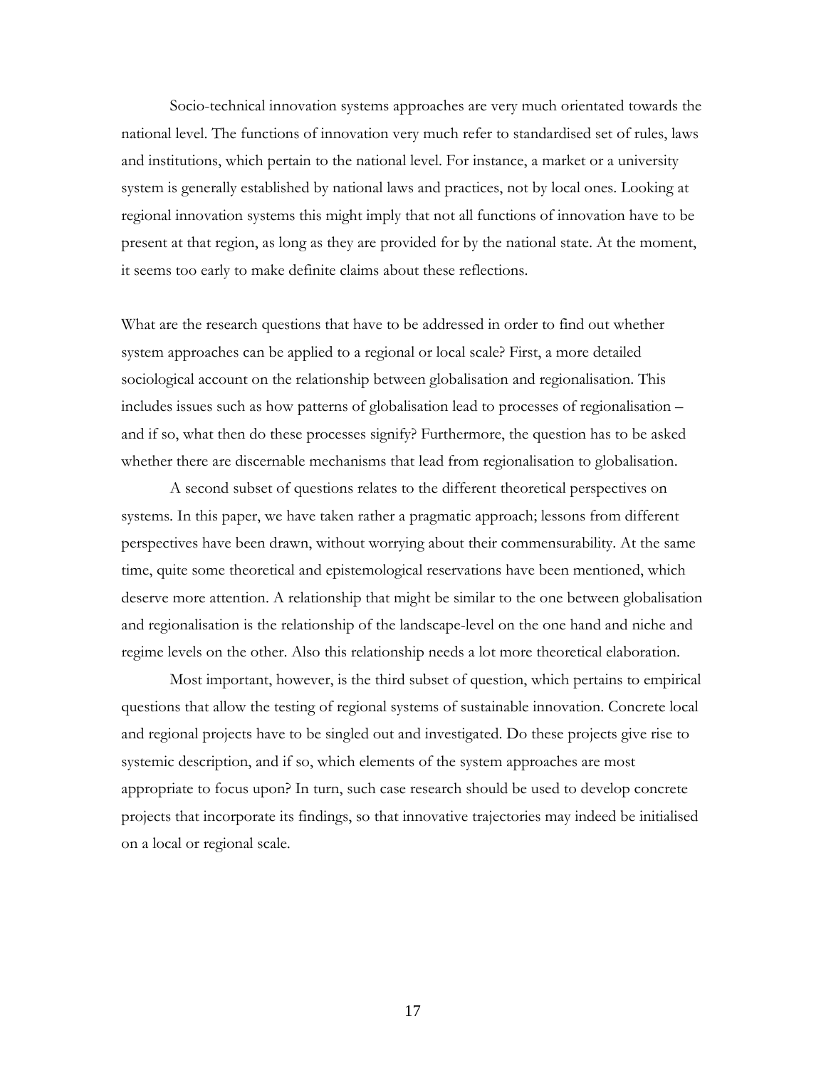Socio-technical innovation systems approaches are very much orientated towards the national level. The functions of innovation very much refer to standardised set of rules, laws and institutions, which pertain to the national level. For instance, a market or a university system is generally established by national laws and practices, not by local ones. Looking at regional innovation systems this might imply that not all functions of innovation have to be present at that region, as long as they are provided for by the national state. At the moment, it seems too early to make definite claims about these reflections.

What are the research questions that have to be addressed in order to find out whether system approaches can be applied to a regional or local scale? First, a more detailed sociological account on the relationship between globalisation and regionalisation. This includes issues such as how patterns of globalisation lead to processes of regionalisation – and if so, what then do these processes signify? Furthermore, the question has to be asked whether there are discernable mechanisms that lead from regionalisation to globalisation.

A second subset of questions relates to the different theoretical perspectives on systems. In this paper, we have taken rather a pragmatic approach; lessons from different perspectives have been drawn, without worrying about their commensurability. At the same time, quite some theoretical and epistemological reservations have been mentioned, which deserve more attention. A relationship that might be similar to the one between globalisation and regionalisation is the relationship of the landscape-level on the one hand and niche and regime levels on the other. Also this relationship needs a lot more theoretical elaboration.

Most important, however, is the third subset of question, which pertains to empirical questions that allow the testing of regional systems of sustainable innovation. Concrete local and regional projects have to be singled out and investigated. Do these projects give rise to systemic description, and if so, which elements of the system approaches are most appropriate to focus upon? In turn, such case research should be used to develop concrete projects that incorporate its findings, so that innovative trajectories may indeed be initialised on a local or regional scale.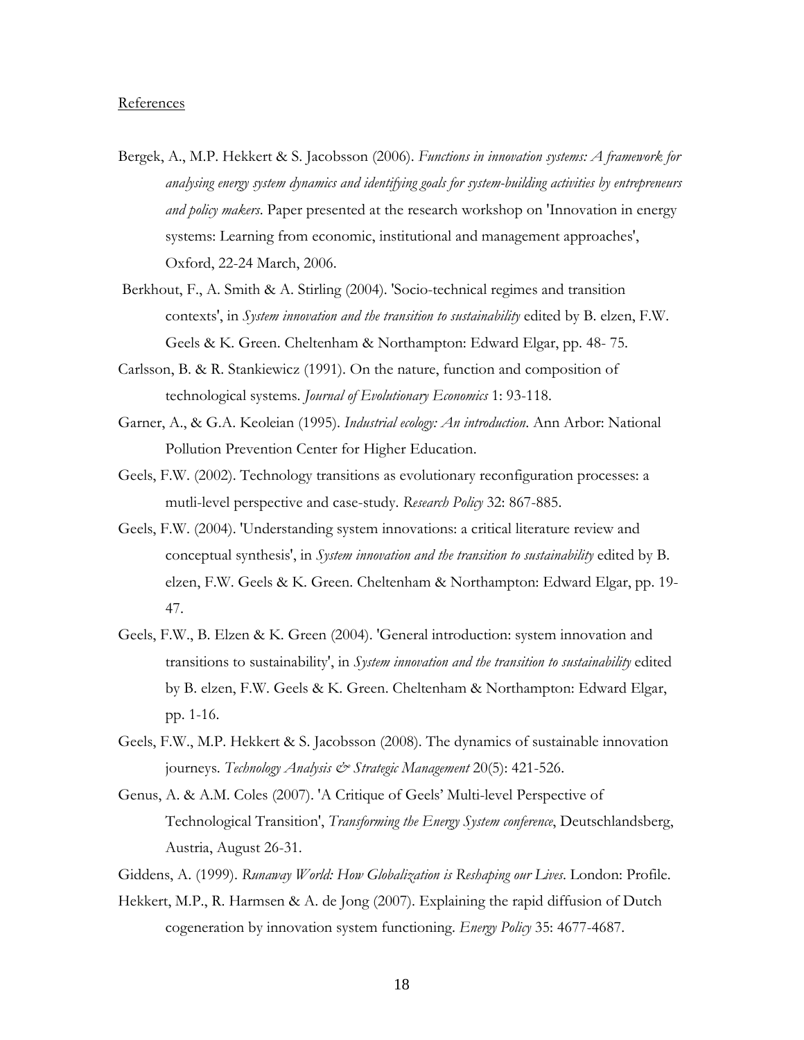References

Bergek, A., M.P. Hekkert & S. Jacobsson (2006). *Functions in innovation systems: A framework for analysing energy system dynamics and identifying goals for system-building activities by entrepreneurs and policy makers*. Paper presented at the research workshop on 'Innovation in energy systems: Learning from economic, institutional and management approaches', Oxford, 22-24 March, 2006.

Berkhout, F., A. Smith & A. Stirling (2004). 'Socio-technical regimes and transition contexts', in *System innovation and the transition to sustainability* edited by B. elzen, F.W. Geels & K. Green. Cheltenham & Northampton: Edward Elgar, pp. 48- 75.

Carlsson, B. & R. Stankiewicz (1991). On the nature, function and composition of technological systems. *Journal of Evolutionary Economics* 1: 93-118.

Garner, A., & G.A. Keoleian (1995). *Industrial ecology: An introduction*. Ann Arbor: National Pollution Prevention Center for Higher Education.

Geels, F.W. (2002). Technology transitions as evolutionary reconfiguration processes: a mutli-level perspective and case-study. *Research Policy* 32: 867-885.

Geels, F.W. (2004). 'Understanding system innovations: a critical literature review and conceptual synthesis', in *System innovation and the transition to sustainability* edited by B. elzen, F.W. Geels & K. Green. Cheltenham & Northampton: Edward Elgar, pp. 19-47.

Geels, F.W., B. Elzen & K. Green (2004). 'General introduction: system innovation and transitions to sustainability', in *System innovation and the transition to sustainability* edited by B. elzen, F.W. Geels & K. Green. Cheltenham & Northampton: Edward Elgar, pp. 1-16.

Geels, F.W., M.P. Hekkert & S. Jacobsson (2008). The dynamics of sustainable innovation journeys. *Technology Analysis & Strategic Management* 20(5): 421-526.

Genus, A. & A.M. Coles (2007). 'A Critique of Geels' Multi-level Perspective of Technological Transition', *Transforming the Energy System conference*, Deutschlandsberg, Austria, August 26-31.

Giddens, A. (1999). *Runaway World: How Globalization is Reshaping our Lives*. London: Profile.

Hekkert, M.P., R. Harmsen & A. de Jong (2007). Explaining the rapid diffusion of Dutch cogeneration by innovation system functioning. *Energy Policy* 35: 4677-4687.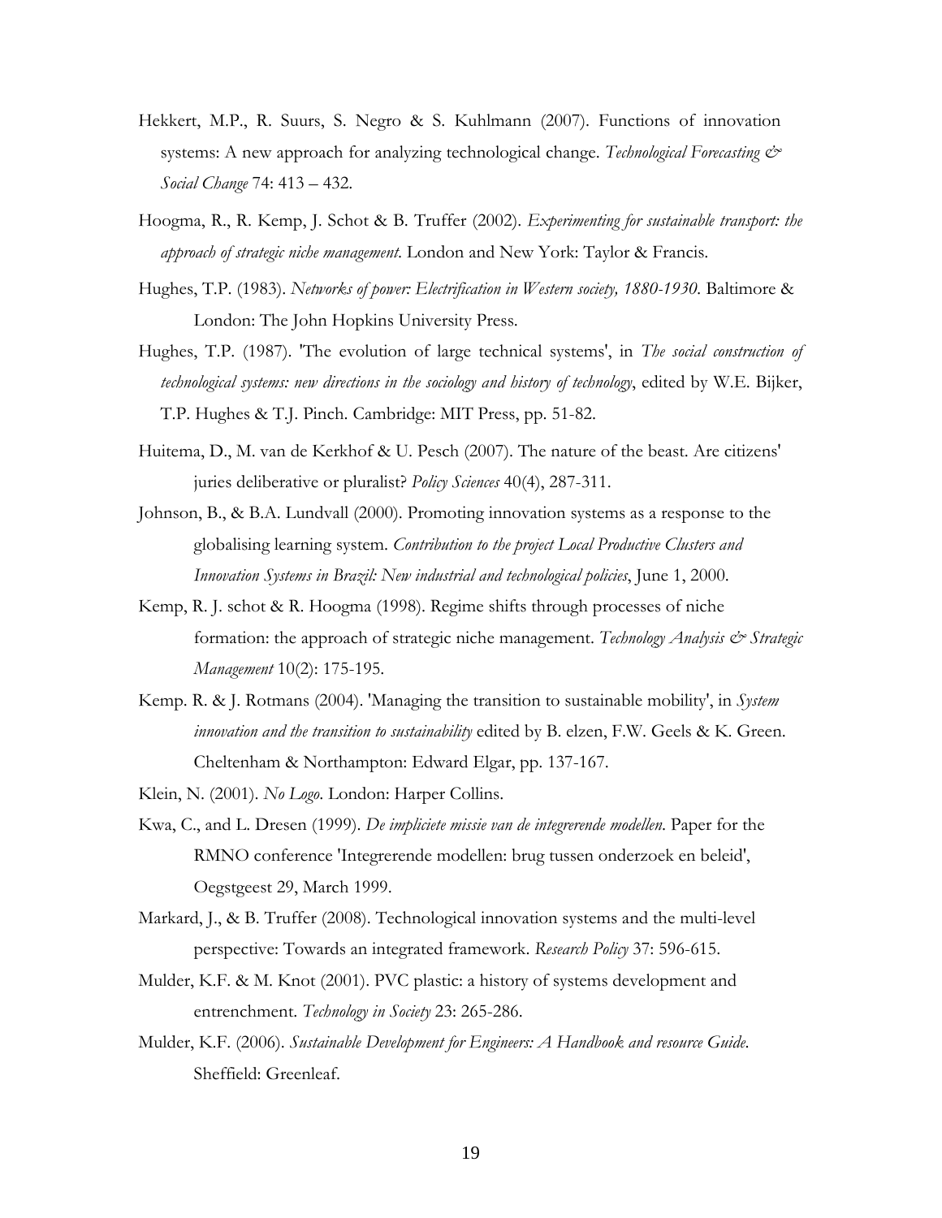Hekkert, M.P., R. Suurs, S. Negro & S. Kuhlmann (2007). Functions of innovation systems: A new approach for analyzing technological change. *Technological Forecasting & Social Change* 74: 413 – 432.

Hoogma, R., R. Kemp, J. Schot & B. Truffer (2002). *Experimenting for sustainable transport: the approach of strategic niche management*. London and New York: Taylor & Francis.

Hughes, T.P. (1983). *Networks of power: Electrification in Western society, 1880-1930*. Baltimore & London: The John Hopkins University Press.

Hughes, T.P. (1987). 'The evolution of large technical systems', in *The social construction of technological systems: new directions in the sociology and history of technology*, edited by W.E. Bijker, T.P. Hughes & T.J. Pinch. Cambridge: MIT Press, pp. 51-82.

Huitema, D., M. van de Kerkhof & U. Pesch (2007). The nature of the beast. Are citizens' juries deliberative or pluralist? *Policy Sciences* 40(4), 287-311.

Johnson, B., & B.A. Lundvall (2000). Promoting innovation systems as a response to the globalising learning system. *Contribution to the project Local Productive Clusters and Innovation Systems in Brazil: New industrial and technological policies*, June 1, 2000.

Kemp, R. J. schot & R. Hoogma (1998). Regime shifts through processes of niche formation: the approach of strategic niche management. *Technology Analysis & Strategic Management* 10(2): 175-195.

Kemp. R. & J. Rotmans (2004). 'Managing the transition to sustainable mobility', in *System innovation and the transition to sustainability* edited by B. elzen, F.W. Geels & K. Green. Cheltenham & Northampton: Edward Elgar, pp. 137-167.

Klein, N. (2001). *No Logo*. London: Harper Collins.

Kwa, C., and L. Dresen (1999). *De impliciete missie van de integrerende modellen.* Paper for the RMNO conference 'Integrerende modellen: brug tussen onderzoek en beleid', Oegstgeest 29, March 1999.

Markard, J., & B. Truffer (2008). Technological innovation systems and the multi-level perspective: Towards an integrated framework. *Research Policy* 37: 596-615.

Mulder, K.F. & M. Knot (2001). PVC plastic: a history of systems development and entrenchment. *Technology in Society* 23: 265-286.

Mulder, K.F. (2006). *Sustainable Development for Engineers: A Handbook and resource Guide.* Sheffield: Greenleaf.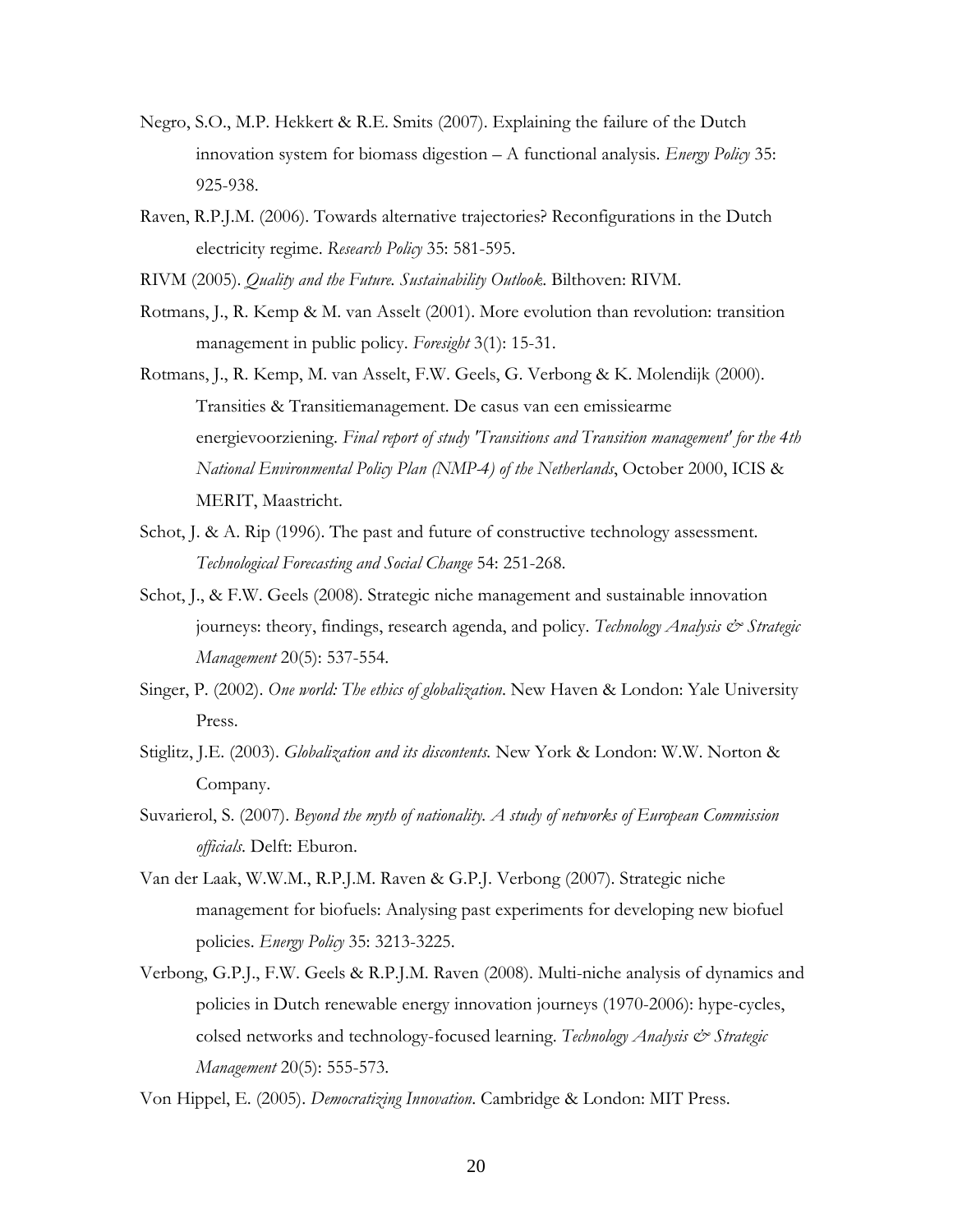Negro, S.O., M.P. Hekkert & R.E. Smits (2007). Explaining the failure of the Dutch innovation system for biomass digestion – A functional analysis. *Energy Policy* 35: 925-938.

Raven, R.P.J.M. (2006). Towards alternative trajectories? Reconfigurations in the Dutch electricity regime. *Research Policy* 35: 581-595.

RIVM (2005). *Quality and the Future. Sustainability Outlook*. Bilthoven: RIVM.

Rotmans, J., R. Kemp & M. van Asselt (2001). More evolution than revolution: transition management in public policy. *Foresight* 3(1): 15-31.

Rotmans, J., R. Kemp, M. van Asselt, F.W. Geels, G. Verbong & K. Molendijk (2000). Transities & Transitiemanagement. De casus van een emissiearme energievoorziening. *Final report of study 'Transitions and Transition management' for the 4th National Environmental Policy Plan (NMP-4) of the Netherlands*, October 2000, ICIS & MERIT, Maastricht.

Schot, J. & A. Rip (1996). The past and future of constructive technology assessment. *Technological Forecasting and Social Change* 54: 251-268.

Schot, J., & F.W. Geels (2008). Strategic niche management and sustainable innovation journeys: theory, findings, research agenda, and policy. *Technology Analysis & Strategic Management* 20(5): 537-554.

Singer, P. (2002). *One world: The ethics of globalization*. New Haven & London: Yale University Press.

Stiglitz, J.E. (2003). *Globalization and its discontents*. New York & London: W.W. Norton & Company.

Suvarierol, S. (2007). *Beyond the myth of nationality. A study of networks of European Commission officials*. Delft: Eburon.

Van der Laak, W.W.M., R.P.J.M. Raven & G.P.J. Verbong (2007). Strategic niche management for biofuels: Analysing past experiments for developing new biofuel policies. *Energy Policy* 35: 3213-3225.

Verbong, G.P.J., F.W. Geels & R.P.J.M. Raven (2008). Multi-niche analysis of dynamics and policies in Dutch renewable energy innovation journeys (1970-2006): hype-cycles, colsed networks and technology-focused learning. *Technology Analysis & Strategic Management* 20(5): 555-573.

Von Hippel, E. (2005). *Democratizing Innovation*. Cambridge & London: MIT Press.